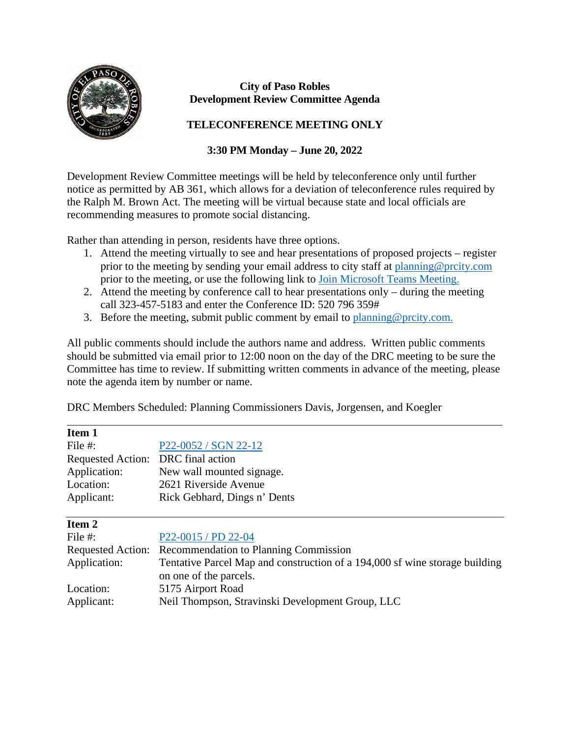**City of Paso Robles**
**Development Review Committee Agenda**

**TELECONFERENCE MEETING ONLY**

**3:30 PM Monday – June 20, 2022**

Development Review Committee meetings will be held by teleconference only until further notice as permitted by AB 361, which allows for a deviation of teleconference rules required by the Ralph M. Brown Act. The meeting will be virtual because state and local officials are recommending measures to promote social distancing.

Rather than attending in person, residents have three options.

1. Attend the meeting virtually to see and hear presentations of proposed projects – register prior to the meeting by sending your email address to city staff at planning@prcity.com prior to the meeting, or use the following link to Join Microsoft Teams Meeting.
2. Attend the meeting by conference call to hear presentations only – during the meeting call 323-457-5183 and enter the Conference ID: 520 796 359#
3. Before the meeting, submit public comment by email to planning@prcity.com.

All public comments should include the authors name and address. Written public comments should be submitted via email prior to 12:00 noon on the day of the DRC meeting to be sure the Committee has time to review. If submitting written comments in advance of the meeting, please note the agenda item by number or name.

DRC Members Scheduled: Planning Commissioners Davis, Jorgensen, and Koegler

---

**Item 1**

| | |
|---|---|
| File #: | P22-0052 / SGN 22-12 |
| Requested Action: | DRC final action |
| Application: | New wall mounted signage. |
| Location: | 2621 Riverside Avenue |
| Applicant: | Rick Gebhard, Dings n' Dents |

---

**Item 2**

| | |
|---|---|
| File #: | P22-0015 / PD 22-04 |
| Requested Action: | Recommendation to Planning Commission |
| Application: | Tentative Parcel Map and construction of a 194,000 sf wine storage building on one of the parcels. |
| Location: | 5175 Airport Road |
| Applicant: | Neil Thompson, Stravinski Development Group, LLC |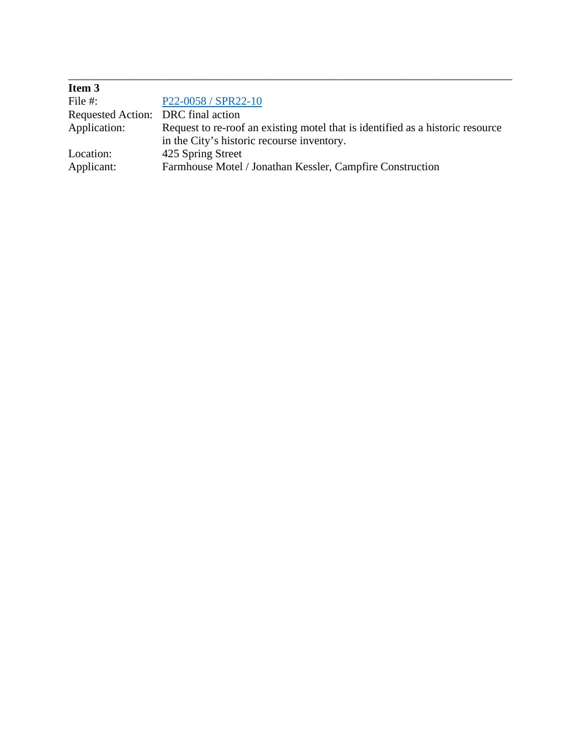---

**Item 3**

| | |
|---|---|
| File #: | P22-0058 / SPR22-10 |
| Requested Action: | DRC final action |
| Application: | Request to re-roof an existing motel that is identified as a historic resource in the City's historic recourse inventory. |
| Location: | 425 Spring Street |
| Applicant: | Farmhouse Motel / Jonathan Kessler, Campfire Construction |